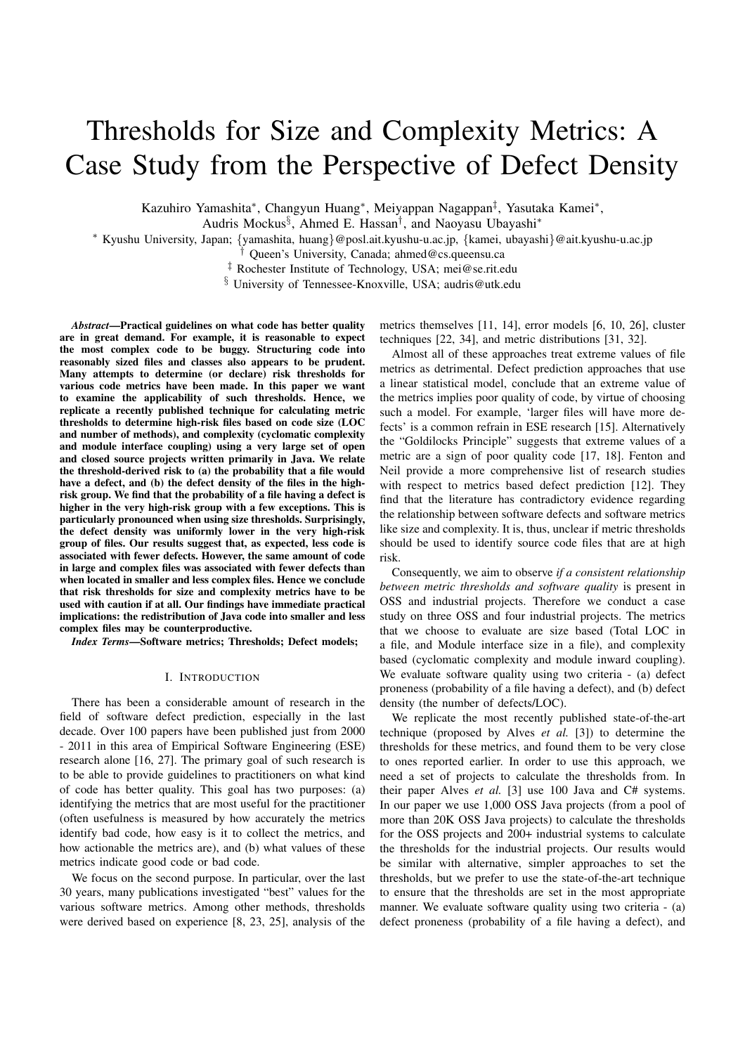# Thresholds for Size and Complexity Metrics: A Case Study from the Perspective of Defect Density

Kazuhiro Yamashita[*], Changyun Huang[*], Meiyappan Nagappan[‡], Yasutaka Kamei[*], Audris Mockus[§], Ahmed E. Hassan[†], and Naoyasu Ubayashi[*]

[*] Kyushu University, Japan; {yamashita, huang}@posl.ait.kyushu-u.ac.jp, {kamei, ubayashi}@ait.kyushu-u.ac.jp

[†] Queen's University, Canada; ahmed@cs.queensu.ca

[‡] Rochester Institute of Technology, USA; mei@se.rit.edu

[§] University of Tennessee-Knoxville, USA; audris@utk.edu

***Abstract*—Practical guidelines on what code has better quality are in great demand. For example, it is reasonable to expect the most complex code to be buggy. Structuring code into reasonably sized files and classes also appears to be prudent. Many attempts to determine (or declare) risk thresholds for various code metrics have been made. In this paper we want to examine the applicability of such thresholds. Hence, we replicate a recently published technique for calculating metric thresholds to determine high-risk files based on code size (LOC and number of methods), and complexity (cyclomatic complexity and module interface coupling) using a very large set of open and closed source projects written primarily in Java. We relate the threshold-derived risk to (a) the probability that a file would have a defect, and (b) the defect density of the files in the high-risk group. We find that the probability of a file having a defect is higher in the very high-risk group with a few exceptions. This is particularly pronounced when using size thresholds. Surprisingly, the defect density was uniformly lower in the very high-risk group of files. Our results suggest that, as expected, less code is associated with fewer defects. However, the same amount of code in large and complex files was associated with fewer defects than when located in smaller and less complex files. Hence we conclude that risk thresholds for size and complexity metrics have to be used with caution if at all. Our findings have immediate practical implications: the redistribution of Java code into smaller and less complex files may be counterproductive.**

***Index Terms*—Software metrics; Thresholds; Defect models;**

## I. Introduction

There has been a considerable amount of research in the field of software defect prediction, especially in the last decade. Over 100 papers have been published just from 2000 - 2011 in this area of Empirical Software Engineering (ESE) research alone [16, 27]. The primary goal of such research is to be able to provide guidelines to practitioners on what kind of code has better quality. This goal has two purposes: (a) identifying the metrics that are most useful for the practitioner (often usefulness is measured by how accurately the metrics identify bad code, how easy is it to collect the metrics, and how actionable the metrics are), and (b) what values of these metrics indicate good code or bad code.

We focus on the second purpose. In particular, over the last 30 years, many publications investigated "best" values for the various software metrics. Among other methods, thresholds were derived based on experience [8, 23, 25], analysis of the metrics themselves [11, 14], error models [6, 10, 26], cluster techniques [22, 34], and metric distributions [31, 32].

Almost all of these approaches treat extreme values of file metrics as detrimental. Defect prediction approaches that use a linear statistical model, conclude that an extreme value of the metrics implies poor quality of code, by virtue of choosing such a model. For example, 'larger files will have more defects' is a common refrain in ESE research [15]. Alternatively the "Goldilocks Principle" suggests that extreme values of a metric are a sign of poor quality code [17, 18]. Fenton and Neil provide a more comprehensive list of research studies with respect to metrics based defect prediction [12]. They find that the literature has contradictory evidence regarding the relationship between software defects and software metrics like size and complexity. It is, thus, unclear if metric thresholds should be used to identify source code files that are at high risk.

Consequently, we aim to observe *if a consistent relationship between metric thresholds and software quality* is present in OSS and industrial projects. Therefore we conduct a case study on three OSS and four industrial projects. The metrics that we choose to evaluate are size based (Total LOC in a file, and Module interface size in a file), and complexity based (cyclomatic complexity and module inward coupling). We evaluate software quality using two criteria - (a) defect proneness (probability of a file having a defect), and (b) defect density (the number of defects/LOC).

We replicate the most recently published state-of-the-art technique (proposed by Alves *et al.* [3]) to determine the thresholds for these metrics, and found them to be very close to ones reported earlier. In order to use this approach, we need a set of projects to calculate the thresholds from. In their paper Alves *et al.* [3] use 100 Java and C# systems. In our paper we use 1,000 OSS Java projects (from a pool of more than 20K OSS Java projects) to calculate the thresholds for the OSS projects and 200+ industrial systems to calculate the thresholds for the industrial projects. Our results would be similar with alternative, simpler approaches to set the thresholds, but we prefer to use the state-of-the-art technique to ensure that the thresholds are set in the most appropriate manner. We evaluate software quality using two criteria - (a) defect proneness (probability of a file having a defect), and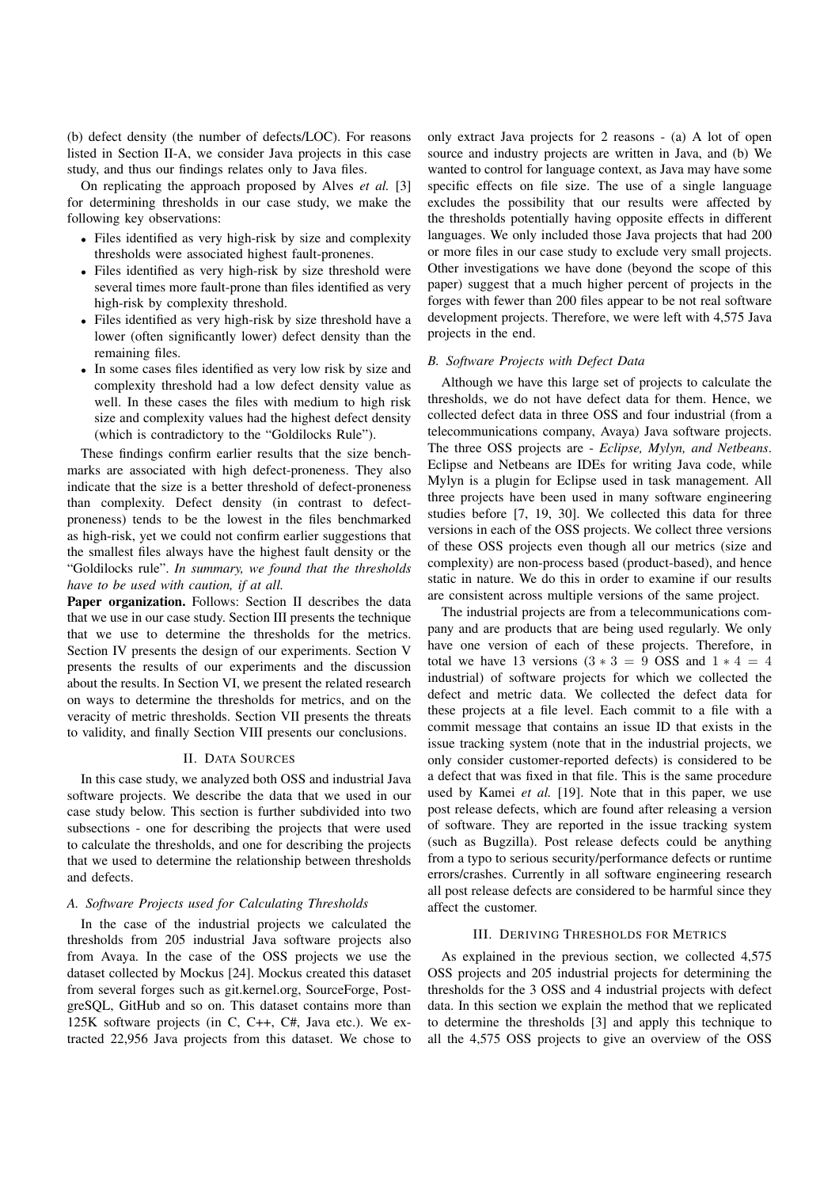(b) defect density (the number of defects/LOC). For reasons listed in Section II-A, we consider Java projects in this case study, and thus our findings relates only to Java files.

On replicating the approach proposed by Alves *et al.* [3] for determining thresholds in our case study, we make the following key observations:

- Files identified as very high-risk by size and complexity thresholds were associated highest fault-proneness.
- Files identified as very high-risk by size threshold were several times more fault-prone than files identified as very high-risk by complexity threshold.
- Files identified as very high-risk by size threshold have a lower (often significantly lower) defect density than the remaining files.
- In some cases files identified as very low risk by size and complexity threshold had a low defect density value as well. In these cases the files with medium to high risk size and complexity values had the highest defect density (which is contradictory to the "Goldilocks Rule").

These findings confirm earlier results that the size benchmarks are associated with high defect-proneness. They also indicate that the size is a better threshold of defect-proneness than complexity. Defect density (in contrast to defect-proneness) tends to be the lowest in the files benchmarked as high-risk, yet we could not confirm earlier suggestions that the smallest files always have the highest fault density or the "Goldilocks rule". *In summary, we found that the thresholds have to be used with caution, if at all.*

**Paper organization.** Follows: Section II describes the data that we use in our case study. Section III presents the technique that we use to determine the thresholds for the metrics. Section IV presents the design of our experiments. Section V presents the results of our experiments and the discussion about the results. In Section VI, we present the related research on ways to determine the thresholds for metrics, and on the veracity of metric thresholds. Section VII presents the threats to validity, and finally Section VIII presents our conclusions.

## II. Data Sources

In this case study, we analyzed both OSS and industrial Java software projects. We describe the data that we used in our case study below. This section is further subdivided into two subsections - one for describing the projects that were used to calculate the thresholds, and one for describing the projects that we used to determine the relationship between thresholds and defects.

### A. Software Projects used for Calculating Thresholds

In the case of the industrial projects we calculated the thresholds from 205 industrial Java software projects also from Avaya. In the case of the OSS projects we use the dataset collected by Mockus [24]. Mockus created this dataset from several forges such as git.kernel.org, SourceForge, PostgreSQL, GitHub and so on. This dataset contains more than 125K software projects (in C, C++, C#, Java etc.). We extracted 22,956 Java projects from this dataset. We chose to only extract Java projects for 2 reasons - (a) A lot of open source and industry projects are written in Java, and (b) We wanted to control for language context, as Java may have some specific effects on file size. The use of a single language excludes the possibility that our results were affected by the thresholds potentially having opposite effects in different languages. We only included those Java projects that had 200 or more files in our case study to exclude very small projects. Other investigations we have done (beyond the scope of this paper) suggest that a much higher percent of projects in the forges with fewer than 200 files appear to be not real software development projects. Therefore, we were left with 4,575 Java projects in the end.

### B. Software Projects with Defect Data

Although we have this large set of projects to calculate the thresholds, we do not have defect data for them. Hence, we collected defect data in three OSS and four industrial (from a telecommunications company, Avaya) Java software projects. The three OSS projects are - *Eclipse, Mylyn, and Netbeans*. Eclipse and Netbeans are IDEs for writing Java code, while Mylyn is a plugin for Eclipse used in task management. All three projects have been used in many software engineering studies before [7, 19, 30]. We collected this data for three versions in each of the OSS projects. We collect three versions of these OSS projects even though all our metrics (size and complexity) are non-process based (product-based), and hence static in nature. We do this in order to examine if our results are consistent across multiple versions of the same project.

The industrial projects are from a telecommunications company and are products that are being used regularly. We only have one version of each of these projects. Therefore, in total we have 13 versions ($3 * 3 = 9$ OSS and $1 * 4 = 4$ industrial) of software projects for which we collected the defect and metric data. We collected the defect data for these projects at a file level. Each commit to a file with a commit message that contains an issue ID that exists in the issue tracking system (note that in the industrial projects, we only consider customer-reported defects) is considered to be a defect that was fixed in that file. This is the same procedure used by Kamei *et al.* [19]. Note that in this paper, we use post release defects, which are found after releasing a version of software. They are reported in the issue tracking system (such as Bugzilla). Post release defects could be anything from a typo to serious security/performance defects or runtime errors/crashes. Currently in all software engineering research all post release defects are considered to be harmful since they affect the customer.

## III. Deriving Thresholds for Metrics

As explained in the previous section, we collected 4,575 OSS projects and 205 industrial projects for determining the thresholds for the 3 OSS and 4 industrial projects with defect data. In this section we explain the method that we replicated to determine the thresholds [3] and apply this technique to all the 4,575 OSS projects to give an overview of the OSS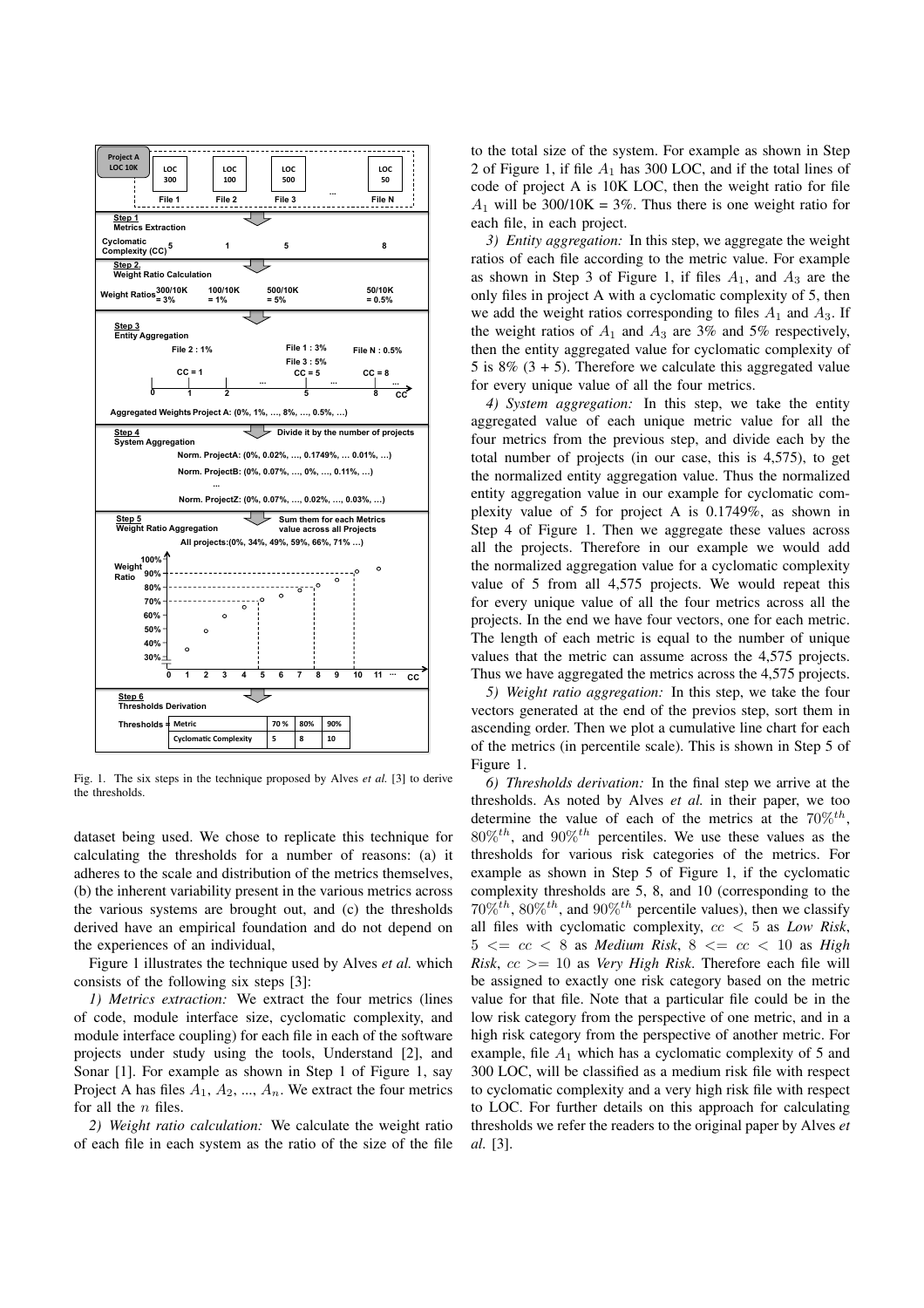Fig. 1. The six steps in the technique proposed by Alves *et al.* [3] to derive the thresholds.

dataset being used. We chose to replicate this technique for calculating the thresholds for a number of reasons: (a) it adheres to the scale and distribution of the metrics themselves, (b) the inherent variability present in the various metrics across the various systems are brought out, and (c) the thresholds derived have an empirical foundation and do not depend on the experiences of an individual,

Figure 1 illustrates the technique used by Alves *et al.* which consists of the following six steps [3]:

*1) Metrics extraction:* We extract the four metrics (lines of code, module interface size, cyclomatic complexity, and module interface coupling) for each file in each of the software projects under study using the tools, Understand [2], and Sonar [1]. For example as shown in Step 1 of Figure 1, say Project A has files $A_1$, $A_2$, ..., $A_n$. We extract the four metrics for all the $n$ files.

*2) Weight ratio calculation:* We calculate the weight ratio of each file in each system as the ratio of the size of the file to the total size of the system. For example as shown in Step 2 of Figure 1, if file $A_1$ has 300 LOC, and if the total lines of code of project A is 10K LOC, then the weight ratio for file $A_1$ will be 300/10K = 3%. Thus there is one weight ratio for each file, in each project.

*3) Entity aggregation:* In this step, we aggregate the weight ratios of each file according to the metric value. For example as shown in Step 3 of Figure 1, if files $A_1$, and $A_3$ are the only files in project A with a cyclomatic complexity of 5, then we add the weight ratios corresponding to files $A_1$ and $A_3$. If the weight ratios of $A_1$ and $A_3$ are 3% and 5% respectively, then the entity aggregated value for cyclomatic complexity of 5 is 8% (3 + 5). Therefore we calculate this aggregated value for every unique value of all the four metrics.

*4) System aggregation:* In this step, we take the entity aggregated value of each unique metric value for all the four metrics from the previous step, and divide each by the total number of projects (in our case, this is 4,575), to get the normalized entity aggregation value. Thus the normalized entity aggregation value in our example for cyclomatic complexity value of 5 for project A is 0.1749%, as shown in Step 4 of Figure 1. Then we aggregate these values across all the projects. Therefore in our example we would add the normalized aggregation value for a cyclomatic complexity value of 5 from all 4,575 projects. We would repeat this for every unique value of all the four metrics across all the projects. In the end we have four vectors, one for each metric. The length of each metric is equal to the number of unique values that the metric can assume across the 4,575 projects. Thus we have aggregated the metrics across the 4,575 projects.

*5) Weight ratio aggregation:* In this step, we take the four vectors generated at the end of the previos step, sort them in ascending order. Then we plot a cumulative line chart for each of the metrics (in percentile scale). This is shown in Step 5 of Figure 1.

*6) Thresholds derivation:* In the final step we arrive at the thresholds. As noted by Alves *et al.* in their paper, we too determine the value of each of the metrics at the $70\%^{th}$, $80\%^{th}$, and $90\%^{th}$ percentiles. We use these values as the thresholds for various risk categories of the metrics. For example as shown in Step 5 of Figure 1, if the cyclomatic complexity thresholds are 5, 8, and 10 (corresponding to the $70\%^{th}$, $80\%^{th}$, and $90\%^{th}$ percentile values), then we classify all files with cyclomatic complexity, $cc < 5$ as *Low Risk*, $5 <= cc < 8$ as *Medium Risk*, $8 <= cc < 10$ as *High Risk*, $cc >= 10$ as *Very High Risk*. Therefore each file will be assigned to exactly one risk category based on the metric value for that file. Note that a particular file could be in the low risk category from the perspective of one metric, and in a high risk category from the perspective of another metric. For example, file $A_1$ which has a cyclomatic complexity of 5 and 300 LOC, will be classified as a medium risk file with respect to cyclomatic complexity and a very high risk file with respect to LOC. For further details on this approach for calculating thresholds we refer the readers to the original paper by Alves *et al.* [3].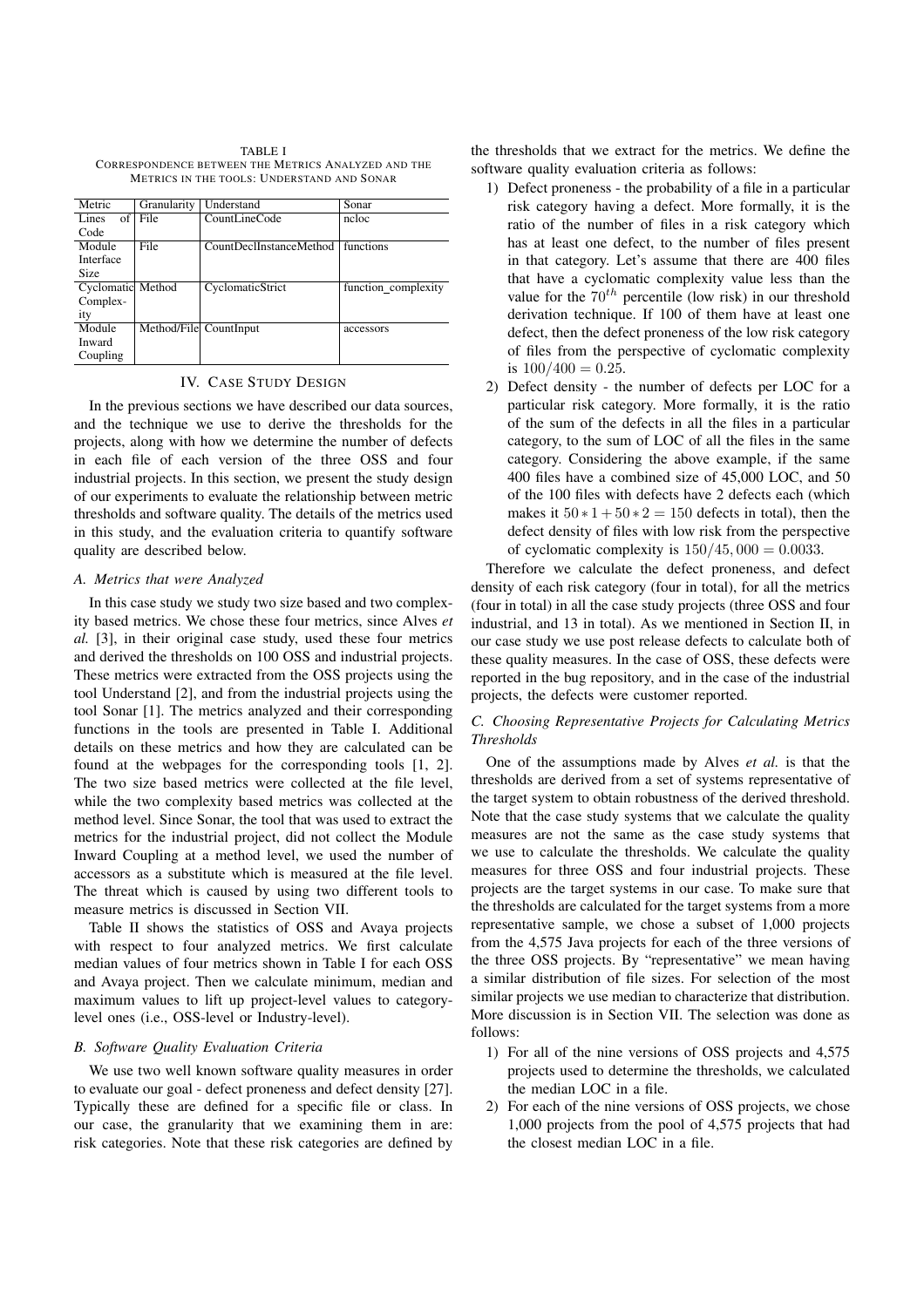TABLE I
CORRESPONDENCE BETWEEN THE METRICS ANALYZED AND THE METRICS IN THE TOOLS: UNDERSTAND AND SONAR

| Metric | Granularity | Understand | Sonar |
|---|---|---|---|
| Lines of Code | File | CountLineCode | ncloc |
| Module Interface Size | File | CountDeclInstanceMethod | functions |
| Cyclomatic Complexity | Method | CyclomaticStrict | function_complexity |
| Module Inward Coupling | Method/File | CountInput | accessors |

## IV. CASE STUDY DESIGN

In the previous sections we have described our data sources, and the technique we use to derive the thresholds for the projects, along with how we determine the number of defects in each file of each version of the three OSS and four industrial projects. In this section, we present the study design of our experiments to evaluate the relationship between metric thresholds and software quality. The details of the metrics used in this study, and the evaluation criteria to quantify software quality are described below.

### *A. Metrics that were Analyzed*

In this case study we study two size based and two complexity based metrics. We chose these four metrics, since Alves *et al.* [3], in their original case study, used these four metrics and derived the thresholds on 100 OSS and industrial projects. These metrics were extracted from the OSS projects using the tool Understand [2], and from the industrial projects using the tool Sonar [1]. The metrics analyzed and their corresponding functions in the tools are presented in Table I. Additional details on these metrics and how they are calculated can be found at the webpages for the corresponding tools [1, 2]. The two size based metrics were collected at the file level, while the two complexity based metrics was collected at the method level. Since Sonar, the tool that was used to extract the metrics for the industrial project, did not collect the Module Inward Coupling at a method level, we used the number of accessors as a substitute which is measured at the file level. The threat which is caused by using two different tools to measure metrics is discussed in Section VII.

Table II shows the statistics of OSS and Avaya projects with respect to four analyzed metrics. We first calculate median values of four metrics shown in Table I for each OSS and Avaya project. Then we calculate minimum, median and maximum values to lift up project-level values to category-level ones (i.e., OSS-level or Industry-level).

### *B. Software Quality Evaluation Criteria*

We use two well known software quality measures in order to evaluate our goal - defect proneness and defect density [27]. Typically these are defined for a specific file or class. In our case, the granularity that we examining them in are: risk categories. Note that these risk categories are defined by the thresholds that we extract for the metrics. We define the software quality evaluation criteria as follows:

1) Defect proneness - the probability of a file in a particular risk category having a defect. More formally, it is the ratio of the number of files in a risk category which has at least one defect, to the number of files present in that category. Let's assume that there are 400 files that have a cyclomatic complexity value less than the value for the $70^{th}$ percentile (low risk) in our threshold derivation technique. If 100 of them have at least one defect, then the defect proneness of the low risk category of files from the perspective of cyclomatic complexity is $100/400 = 0.25$.
2) Defect density - the number of defects per LOC for a particular risk category. More formally, it is the ratio of the sum of the defects in all the files in a particular category, to the sum of LOC of all the files in the same category. Considering the above example, if the same 400 files have a combined size of 45,000 LOC, and 50 of the 100 files with defects have 2 defects each (which makes it $50*1+50*2 = 150$ defects in total), then the defect density of files with low risk from the perspective of cyclomatic complexity is $150/45,000 = 0.0033$.

Therefore we calculate the defect proneness, and defect density of each risk category (four in total), for all the metrics (four in total) in all the case study projects (three OSS and four industrial, and 13 in total). As we mentioned in Section II, in our case study we use post release defects to calculate both of these quality measures. In the case of OSS, these defects were reported in the bug repository, and in the case of the industrial projects, the defects were customer reported.

### *C. Choosing Representative Projects for Calculating Metrics Thresholds*

One of the assumptions made by Alves *et al.* is that the thresholds are derived from a set of systems representative of the target system to obtain robustness of the derived threshold. Note that the case study systems that we calculate the quality measures are not the same as the case study systems that we use to calculate the thresholds. We calculate the quality measures for three OSS and four industrial projects. These projects are the target systems in our case. To make sure that the thresholds are calculated for the target systems from a more representative sample, we chose a subset of 1,000 projects from the 4,575 Java projects for each of the three versions of the three OSS projects. By "representative" we mean having a similar distribution of file sizes. For selection of the most similar projects we use median to characterize that distribution. More discussion is in Section VII. The selection was done as follows:

1) For all of the nine versions of OSS projects and 4,575 projects used to determine the thresholds, we calculated the median LOC in a file.
2) For each of the nine versions of OSS projects, we chose 1,000 projects from the pool of 4,575 projects that had the closest median LOC in a file.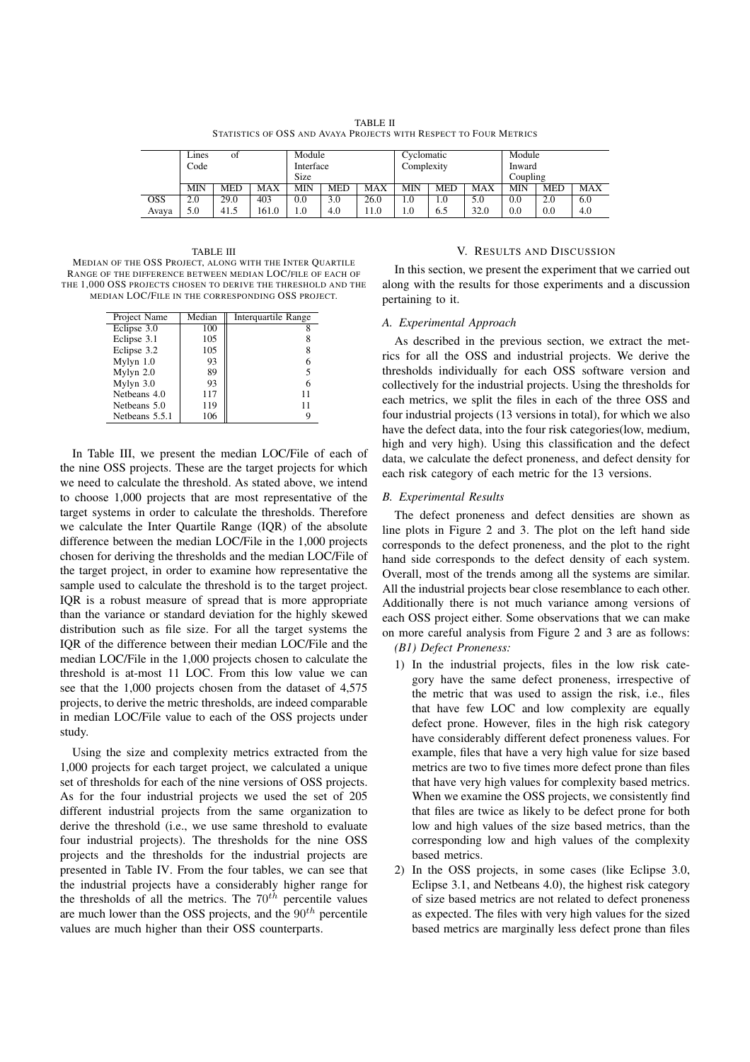TABLE II
STATISTICS OF OSS AND AVAYA PROJECTS WITH RESPECT TO FOUR METRICS

| | Lines of Code | | | Module Interface Size | | | Cyclomatic Complexity | | | Module Inward Coupling | | |
|---|---|---|---|---|---|---|---|---|---|---|---|---|
| | MIN | MED | MAX | MIN | MED | MAX | MIN | MED | MAX | MIN | MED | MAX |
| OSS | 2.0 | 29.0 | 403 | 0.0 | 3.0 | 26.0 | 1.0 | 1.0 | 5.0 | 0.0 | 2.0 | 6.0 |
| Avaya | 5.0 | 41.5 | 161.0 | 1.0 | 4.0 | 11.0 | 1.0 | 6.5 | 32.0 | 0.0 | 0.0 | 4.0 |

TABLE III
MEDIAN OF THE OSS PROJECT, ALONG WITH THE INTER QUARTILE RANGE OF THE DIFFERENCE BETWEEN MEDIAN LOC/FILE OF EACH OF THE 1,000 OSS PROJECTS CHOSEN TO DERIVE THE THRESHOLD AND THE MEDIAN LOC/FILE IN THE CORRESPONDING OSS PROJECT.

| Project Name | Median | Interquartile Range |
|---|---|---|
| Eclipse 3.0 | 100 | 8 |
| Eclipse 3.1 | 105 | 8 |
| Eclipse 3.2 | 105 | 8 |
| Mylyn 1.0 | 93 | 6 |
| Mylyn 2.0 | 89 | 5 |
| Mylyn 3.0 | 93 | 6 |
| Netbeans 4.0 | 117 | 11 |
| Netbeans 5.0 | 119 | 11 |
| Netbeans 5.5.1 | 106 | 9 |

In Table III, we present the median LOC/File of each of the nine OSS projects. These are the target projects for which we need to calculate the threshold. As stated above, we intend to choose 1,000 projects that are most representative of the target systems in order to calculate the thresholds. Therefore we calculate the Inter Quartile Range (IQR) of the absolute difference between the median LOC/File in the 1,000 projects chosen for deriving the thresholds and the median LOC/File of the target project, in order to examine how representative the sample used to calculate the threshold is to the target project. IQR is a robust measure of spread that is more appropriate than the variance or standard deviation for the highly skewed distribution such as file size. For all the target systems the IQR of the difference between their median LOC/File and the median LOC/File in the 1,000 projects chosen to calculate the threshold is at-most 11 LOC. From this low value we can see that the 1,000 projects chosen from the dataset of 4,575 projects, to derive the metric thresholds, are indeed comparable in median LOC/File value to each of the OSS projects under study.

Using the size and complexity metrics extracted from the 1,000 projects for each target project, we calculated a unique set of thresholds for each of the nine versions of OSS projects. As for the four industrial projects we used the set of 205 different industrial projects from the same organization to derive the threshold (i.e., we use same threshold to evaluate four industrial projects). The thresholds for the nine OSS projects and the thresholds for the industrial projects are presented in Table IV. From the four tables, we can see that the industrial projects have a considerably higher range for the thresholds of all the metrics. The $70^{th}$ percentile values are much lower than the OSS projects, and the $90^{th}$ percentile values are much higher than their OSS counterparts.

## V. RESULTS AND DISCUSSION

In this section, we present the experiment that we carried out along with the results for those experiments and a discussion pertaining to it.

### A. Experimental Approach

As described in the previous section, we extract the metrics for all the OSS and industrial projects. We derive the thresholds individually for each OSS software version and collectively for the industrial projects. Using the thresholds for each metrics, we split the files in each of the three OSS and four industrial projects (13 versions in total), for which we also have the defect data, into the four risk categories(low, medium, high and very high). Using this classification and the defect data, we calculate the defect proneness, and defect density for each risk category of each metric for the 13 versions.

### B. Experimental Results

The defect proneness and defect densities are shown as line plots in Figure 2 and 3. The plot on the left hand side corresponds to the defect proneness, and the plot to the right hand side corresponds to the defect density of each system. Overall, most of the trends among all the systems are similar. All the industrial projects bear close resemblance to each other. Additionally there is not much variance among versions of each OSS project either. Some observations that we can make on more careful analysis from Figure 2 and 3 are as follows:

*(B1) Defect Proneness:*

1) In the industrial projects, files in the low risk category have the same defect proneness, irrespective of the metric that was used to assign the risk, i.e., files that have few LOC and low complexity are equally defect prone. However, files in the high risk category have considerably different defect proneness values. For example, files that have a very high value for size based metrics are two to five times more defect prone than files that have very high values for complexity based metrics. When we examine the OSS projects, we consistently find that files are twice as likely to be defect prone for both low and high values of the size based metrics, than the corresponding low and high values of the complexity based metrics.
2) In the OSS projects, in some cases (like Eclipse 3.0, Eclipse 3.1, and Netbeans 4.0), the highest risk category of size based metrics are not related to defect proneness as expected. The files with very high values for the sized based metrics are marginally less defect prone than files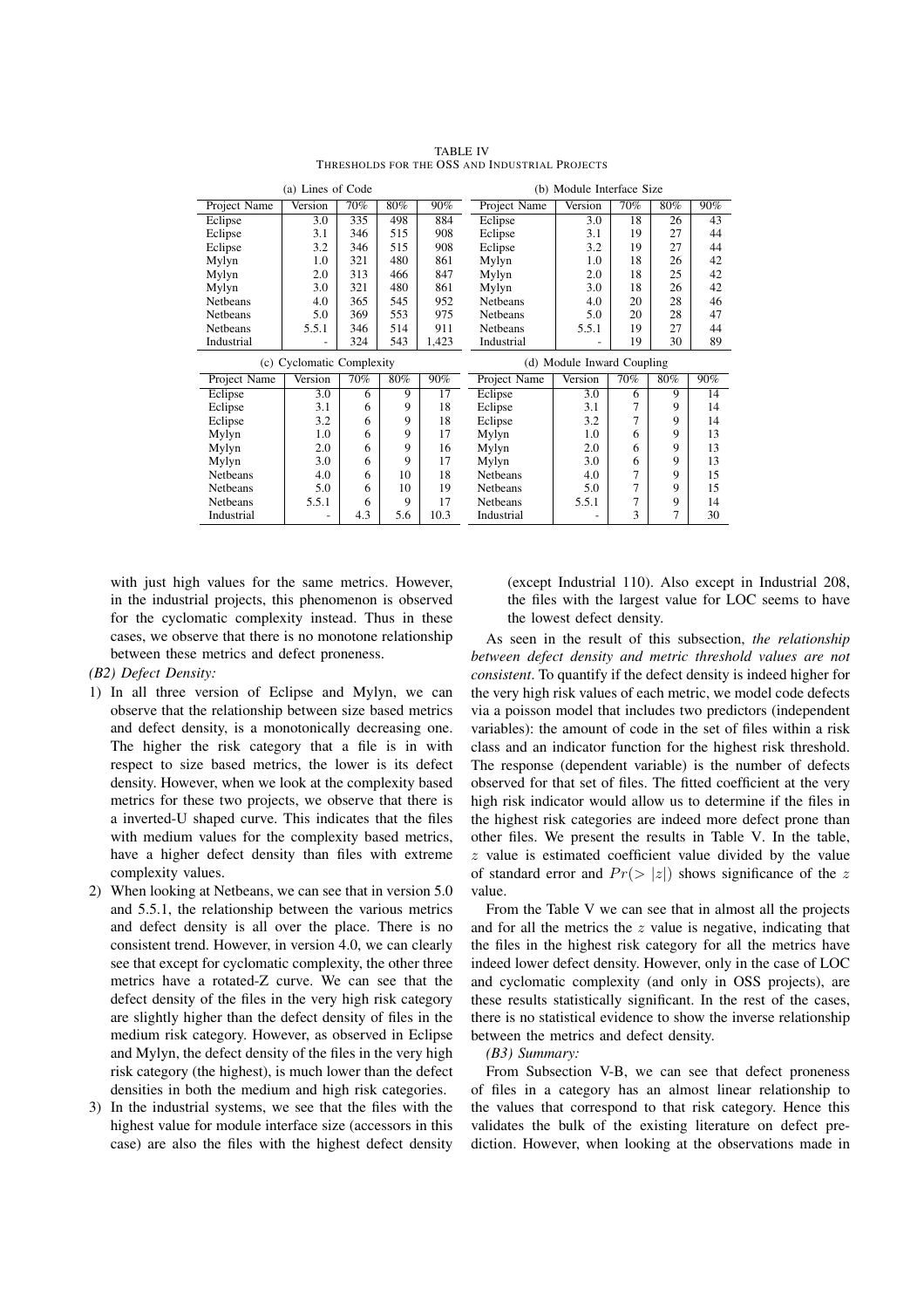TABLE IV
THRESHOLDS FOR THE OSS AND INDUSTRIAL PROJECTS

(a) Lines of Code

| Project Name | Version | 70% | 80% | 90% |
|---|---|---|---|---|
| Eclipse | 3.0 | 335 | 498 | 884 |
| Eclipse | 3.1 | 346 | 515 | 908 |
| Eclipse | 3.2 | 346 | 515 | 908 |
| Mylyn | 1.0 | 321 | 480 | 861 |
| Mylyn | 2.0 | 313 | 466 | 847 |
| Mylyn | 3.0 | 321 | 480 | 861 |
| Netbeans | 4.0 | 365 | 545 | 952 |
| Netbeans | 5.0 | 369 | 553 | 975 |
| Netbeans | 5.5.1 | 346 | 514 | 911 |
| Industrial | - | 324 | 543 | 1,423 |

(b) Module Interface Size

| Project Name | Version | 70% | 80% | 90% |
|---|---|---|---|---|
| Eclipse | 3.0 | 18 | 26 | 43 |
| Eclipse | 3.1 | 19 | 27 | 44 |
| Eclipse | 3.2 | 19 | 27 | 44 |
| Mylyn | 1.0 | 18 | 26 | 42 |
| Mylyn | 2.0 | 18 | 25 | 42 |
| Mylyn | 3.0 | 18 | 26 | 42 |
| Netbeans | 4.0 | 20 | 28 | 46 |
| Netbeans | 5.0 | 20 | 28 | 47 |
| Netbeans | 5.5.1 | 19 | 27 | 44 |
| Industrial | - | 19 | 30 | 89 |

(c) Cyclomatic Complexity

| Project Name | Version | 70% | 80% | 90% |
|---|---|---|---|---|
| Eclipse | 3.0 | 6 | 9 | 17 |
| Eclipse | 3.1 | 6 | 9 | 18 |
| Eclipse | 3.2 | 6 | 9 | 18 |
| Mylyn | 1.0 | 6 | 9 | 17 |
| Mylyn | 2.0 | 6 | 9 | 16 |
| Mylyn | 3.0 | 6 | 9 | 17 |
| Netbeans | 4.0 | 6 | 10 | 18 |
| Netbeans | 5.0 | 6 | 10 | 19 |
| Netbeans | 5.5.1 | 6 | 9 | 17 |
| Industrial | - | 4.3 | 5.6 | 10.3 |

(d) Module Inward Coupling

| Project Name | Version | 70% | 80% | 90% |
|---|---|---|---|---|
| Eclipse | 3.0 | 6 | 9 | 14 |
| Eclipse | 3.1 | 7 | 9 | 14 |
| Eclipse | 3.2 | 7 | 9 | 14 |
| Mylyn | 1.0 | 6 | 9 | 13 |
| Mylyn | 2.0 | 6 | 9 | 13 |
| Mylyn | 3.0 | 6 | 9 | 13 |
| Netbeans | 4.0 | 7 | 9 | 15 |
| Netbeans | 5.0 | 7 | 9 | 15 |
| Netbeans | 5.5.1 | 7 | 9 | 14 |
| Industrial | - | 3 | 7 | 30 |

with just high values for the same metrics. However, in the industrial projects, this phenomenon is observed for the cyclomatic complexity instead. Thus in these cases, we observe that there is no monotone relationship between these metrics and defect proneness.

*(B2) Defect Density:*

1) In all three version of Eclipse and Mylyn, we can observe that the relationship between size based metrics and defect density, is a monotonically decreasing one. The higher the risk category that a file is in with respect to size based metrics, the lower is its defect density. However, when we look at the complexity based metrics for these two projects, we observe that there is a inverted-U shaped curve. This indicates that the files with medium values for the complexity based metrics, have a higher defect density than files with extreme complexity values.
2) When looking at Netbeans, we can see that in version 5.0 and 5.5.1, the relationship between the various metrics and defect density is all over the place. There is no consistent trend. However, in version 4.0, we can clearly see that except for cyclomatic complexity, the other three metrics have a rotated-Z curve. We can see that the defect density of the files in the very high risk category are slightly higher than the defect density of files in the medium risk category. However, as observed in Eclipse and Mylyn, the defect density of the files in the very high risk category (the highest), is much lower than the defect densities in both the medium and high risk categories.
3) In the industrial systems, we see that the files with the highest value for module interface size (accessors in this case) are also the files with the highest defect density (except Industrial 110). Also except in Industrial 208, the files with the largest value for LOC seems to have the lowest defect density.

As seen in the result of this subsection, *the relationship between defect density and metric threshold values are not consistent*. To quantify if the defect density is indeed higher for the very high risk values of each metric, we model code defects via a poisson model that includes two predictors (independent variables): the amount of code in the set of files within a risk class and an indicator function for the highest risk threshold. The response (dependent variable) is the number of defects observed for that set of files. The fitted coefficient at the very high risk indicator would allow us to determine if the files in the highest risk categories are indeed more defect prone than other files. We present the results in Table V. In the table, $z$ value is estimated coefficient value divided by the value of standard error and $Pr(>|z|)$ shows significance of the $z$ value.

From the Table V we can see that in almost all the projects and for all the metrics the $z$ value is negative, indicating that the files in the highest risk category for all the metrics have indeed lower defect density. However, only in the case of LOC and cyclomatic complexity (and only in OSS projects), are these results statistically significant. In the rest of the cases, there is no statistical evidence to show the inverse relationship between the metrics and defect density.

*(B3) Summary:*

From Subsection V-B, we can see that defect proneness of files in a category has an almost linear relationship to the values that correspond to that risk category. Hence this validates the bulk of the existing literature on defect prediction. However, when looking at the observations made in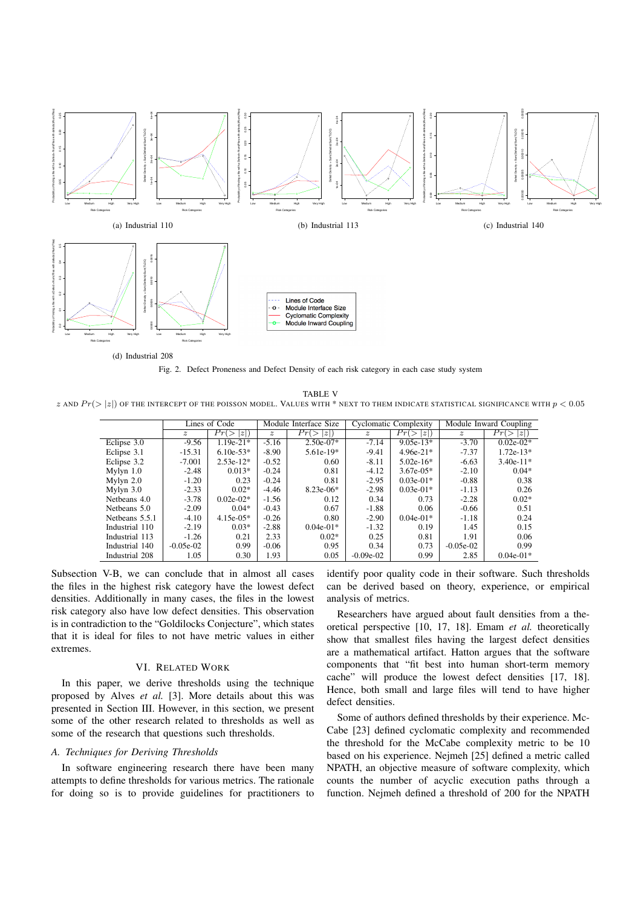(a) Industrial 110

(b) Industrial 113

(c) Industrial 140

(d) Industrial 208

Fig. 2. Defect Proneness and Defect Density of each risk category in each case study system

TABLE V

$z$ AND $Pr(>|z|)$ OF THE INTERCEPT OF THE POISSON MODEL. VALUES WITH * NEXT TO THEM INDICATE STATISTICAL SIGNIFICANCE WITH $p < 0.05$

| | Lines of Code | | Module Interface Size | | Cyclomatic Complexity | | Module Inward Coupling | |
|---|---|---|---|---|---|---|---|---|
| | $z$ | $Pr(>\|z\|)$ | $z$ | $Pr(>\|z\|)$ | $z$ | $Pr(>\|z\|)$ | $z$ | $Pr(>\|z\|)$ |
| Eclipse 3.0 | -9.56 | 1.19e-21* | -5.16 | 2.50e-07* | -7.14 | 9.05e-13* | -3.70 | 0.02e-02* |
| Eclipse 3.1 | -15.31 | 6.10e-53* | -8.90 | 5.61e-19* | -9.41 | 4.96e-21* | -7.37 | 1.72e-13* |
| Eclipse 3.2 | -7.001 | 2.53e-12* | -0.52 | 0.60 | -8.11 | 5.02e-16* | -6.63 | 3.40e-11* |
| Mylyn 1.0 | -2.48 | 0.013* | -0.24 | 0.81 | -4.12 | 3.67e-05* | -2.10 | 0.04* |
| Mylyn 2.0 | -1.20 | 0.23 | -0.24 | 0.81 | -2.95 | 0.03e-01* | -0.88 | 0.38 |
| Mylyn 3.0 | -2.33 | 0.02* | -4.46 | 8.23e-06* | -2.98 | 0.03e-01* | -1.13 | 0.26 |
| Netbeans 4.0 | -3.78 | 0.02e-02* | -1.56 | 0.12 | 0.34 | 0.73 | -2.28 | 0.02* |
| Netbeans 5.0 | -2.09 | 0.04* | -0.43 | 0.67 | -1.88 | 0.06 | -0.66 | 0.51 |
| Netbeans 5.5.1 | -4.10 | 4.15e-05* | -0.26 | 0.80 | -2.90 | 0.04e-01* | -1.18 | 0.24 |
| Industrial 110 | -2.19 | 0.03* | -2.88 | 0.04e-01* | -1.32 | 0.19 | 1.45 | 0.15 |
| Industrial 113 | -1.26 | 0.21 | 2.33 | 0.02* | 0.25 | 0.81 | 1.91 | 0.06 |
| Industrial 140 | -0.05e-02 | 0.99 | -0.06 | 0.95 | 0.34 | 0.73 | -0.05e-02 | 0.99 |
| Industrial 208 | 1.05 | 0.30 | 1.93 | 0.05 | -0.09e-02 | 0.99 | 2.85 | 0.04e-01* |

Subsection V-B, we can conclude that in almost all cases the files in the highest risk category have the lowest defect densities. Additionally in many cases, the files in the lowest risk category also have low defect densities. This observation is in contradiction to the "Goldilocks Conjecture", which states that it is ideal for files to not have metric values in either extremes.

## VI. Related Work

In this paper, we derive thresholds using the technique proposed by Alves *et al.* [3]. More details about this was presented in Section III. However, in this section, we present some of the other research related to thresholds as well as some of the research that questions such thresholds.

### A. Techniques for Deriving Thresholds

In software engineering research there have been many attempts to define thresholds for various metrics. The rationale for doing so is to provide guidelines for practitioners to identify poor quality code in their software. Such thresholds can be derived based on theory, experience, or empirical analysis of metrics.

Researchers have argued about fault densities from a theoretical perspective [10, 17, 18]. Emam *et al.* theoretically show that smallest files having the largest defect densities are a mathematical artifact. Hatton argues that the software components that "fit best into human short-term memory cache" will produce the lowest defect densities [17, 18]. Hence, both small and large files will tend to have higher defect densities.

Some of authors defined thresholds by their experience. McCabe [23] defined cyclomatic complexity and recommended the threshold for the McCabe complexity metric to be 10 based on his experience. Nejmeh [25] defined a metric called NPATH, an objective measure of software complexity, which counts the number of acyclic execution paths through a function. Nejmeh defined a threshold of 200 for the NPATH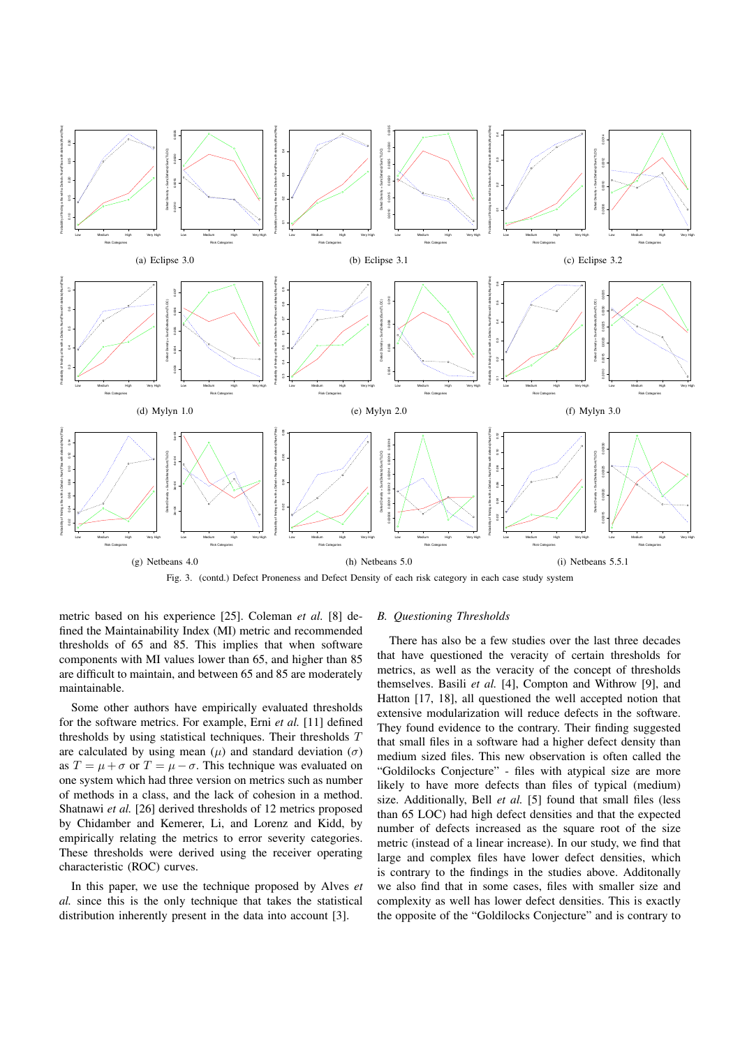(a) Eclipse 3.0 (b) Eclipse 3.1 (c) Eclipse 3.2

(d) Mylyn 1.0 (e) Mylyn 2.0 (f) Mylyn 3.0

(g) Netbeans 4.0 (h) Netbeans 5.0 (i) Netbeans 5.5.1

Fig. 3. (contd.) Defect Proneness and Defect Density of each risk category in each case study system

metric based on his experience [25]. Coleman *et al.* [8] defined the Maintainability Index (MI) metric and recommended thresholds of 65 and 85. This implies that when software components with MI values lower than 65, and higher than 85 are difficult to maintain, and between 65 and 85 are moderately maintainable.

Some other authors have empirically evaluated thresholds for the software metrics. For example, Erni *et al.* [11] defined thresholds by using statistical techniques. Their thresholds $T$ are calculated by using mean ($\mu$) and standard deviation ($\sigma$) as $T = \mu + \sigma$ or $T = \mu - \sigma$. This technique was evaluated on one system which had three version on metrics such as number of methods in a class, and the lack of cohesion in a method. Shatnawi *et al.* [26] derived thresholds of 12 metrics proposed by Chidamber and Kemerer, Li, and Lorenz and Kidd, by empirically relating the metrics to error severity categories. These thresholds were derived using the receiver operating characteristic (ROC) curves.

In this paper, we use the technique proposed by Alves *et al.* since this is the only technique that takes the statistical distribution inherently present in the data into account [3].

### B. Questioning Thresholds

There has also be a few studies over the last three decades that have questioned the veracity of certain thresholds for metrics, as well as the veracity of the concept of thresholds themselves. Basili *et al.* [4], Compton and Withrow [9], and Hatton [17, 18], all questioned the well accepted notion that extensive modularization will reduce defects in the software. They found evidence to the contrary. Their finding suggested that small files in a software had a higher defect density than medium sized files. This new observation is often called the "Goldilocks Conjecture" - files with atypical size are more likely to have more defects than files of typical (medium) size. Additionally, Bell *et al.* [5] found that small files (less than 65 LOC) had high defect densities and that the expected number of defects increased as the square root of the size metric (instead of a linear increase). In our study, we find that large and complex files have lower defect densities, which is contrary to the findings in the studies above. Additonally we also find that in some cases, files with smaller size and complexity as well has lower defect densities. This is exactly the opposite of the "Goldilocks Conjecture" and is contrary to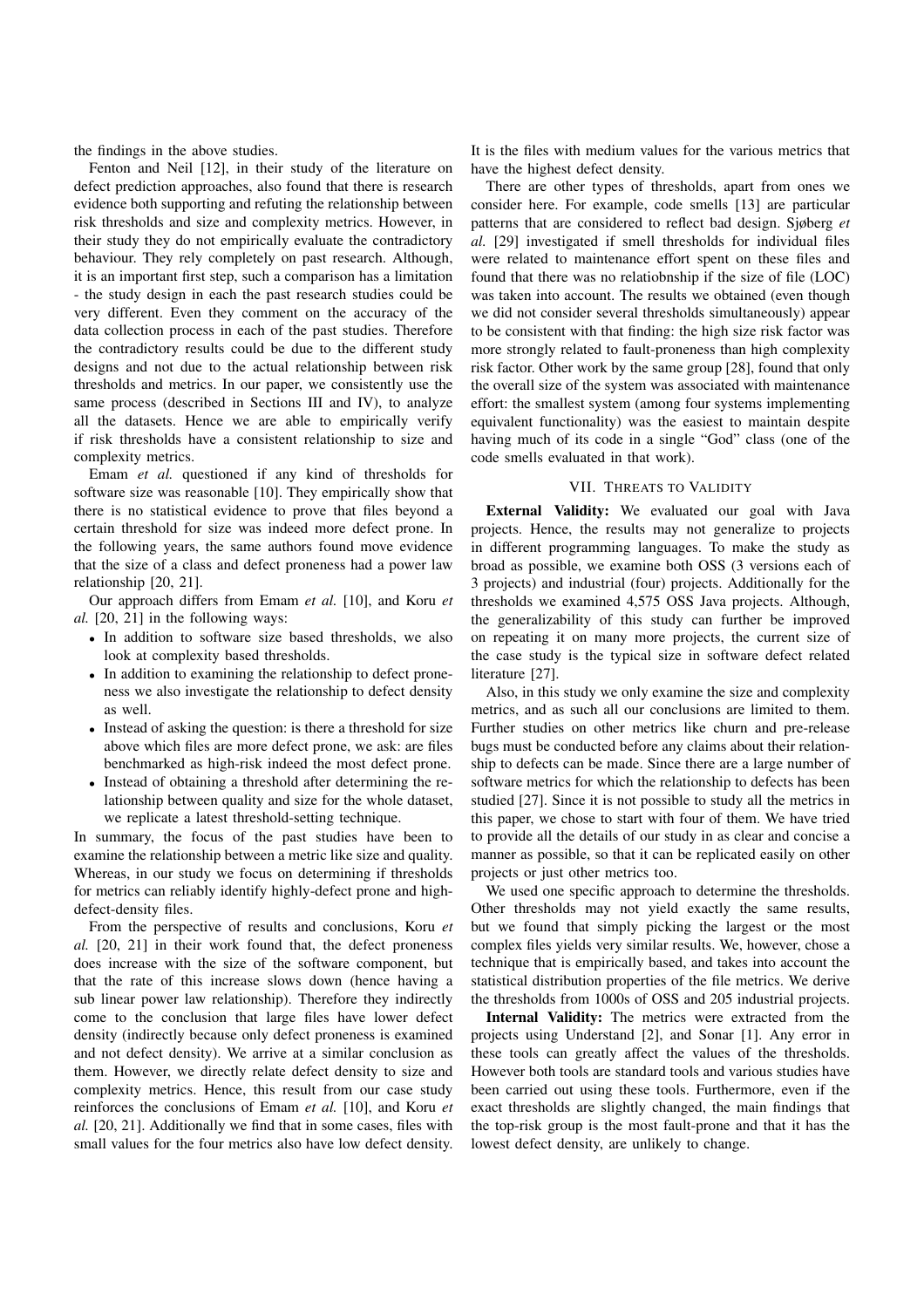the findings in the above studies.

Fenton and Neil [12], in their study of the literature on defect prediction approaches, also found that there is research evidence both supporting and refuting the relationship between risk thresholds and size and complexity metrics. However, in their study they do not empirically evaluate the contradictory behaviour. They rely completely on past research. Although, it is an important first step, such a comparison has a limitation - the study design in each the past research studies could be very different. Even they comment on the accuracy of the data collection process in each of the past studies. Therefore the contradictory results could be due to the different study designs and not due to the actual relationship between risk thresholds and metrics. In our paper, we consistently use the same process (described in Sections III and IV), to analyze all the datasets. Hence we are able to empirically verify if risk thresholds have a consistent relationship to size and complexity metrics.

Emam *et al.* questioned if any kind of thresholds for software size was reasonable [10]. They empirically show that there is no statistical evidence to prove that files beyond a certain threshold for size was indeed more defect prone. In the following years, the same authors found move evidence that the size of a class and defect proneness had a power law relationship [20, 21].

Our approach differs from Emam *et al.* [10], and Koru *et al.* [20, 21] in the following ways:

- In addition to software size based thresholds, we also look at complexity based thresholds.
- In addition to examining the relationship to defect proneness we also investigate the relationship to defect density as well.
- Instead of asking the question: is there a threshold for size above which files are more defect prone, we ask: are files benchmarked as high-risk indeed the most defect prone.
- Instead of obtaining a threshold after determining the relationship between quality and size for the whole dataset, we replicate a latest threshold-setting technique.

In summary, the focus of the past studies have been to examine the relationship between a metric like size and quality. Whereas, in our study we focus on determining if thresholds for metrics can reliably identify highly-defect prone and high-defect-density files.

From the perspective of results and conclusions, Koru *et al.* [20, 21] in their work found that, the defect proneness does increase with the size of the software component, but that the rate of this increase slows down (hence having a sub linear power law relationship). Therefore they indirectly come to the conclusion that large files have lower defect density (indirectly because only defect proneness is examined and not defect density). We arrive at a similar conclusion as them. However, we directly relate defect density to size and complexity metrics. Hence, this result from our case study reinforces the conclusions of Emam *et al.* [10], and Koru *et al.* [20, 21]. Additionally we find that in some cases, files with small values for the four metrics also have low defect density. It is the files with medium values for the various metrics that have the highest defect density.

There are other types of thresholds, apart from ones we consider here. For example, code smells [13] are particular patterns that are considered to reflect bad design. Sjøberg *et al.* [29] investigated if smell thresholds for individual files were related to maintenance effort spent on these files and found that there was no relatiobnship if the size of file (LOC) was taken into account. The results we obtained (even though we did not consider several thresholds simultaneously) appear to be consistent with that finding: the high size risk factor was more strongly related to fault-proneness than high complexity risk factor. Other work by the same group [28], found that only the overall size of the system was associated with maintenance effort: the smallest system (among four systems implementing equivalent functionality) was the easiest to maintain despite having much of its code in a single "God" class (one of the code smells evaluated in that work).

## VII. Threats to Validity

**External Validity:** We evaluated our goal with Java projects. Hence, the results may not generalize to projects in different programming languages. To make the study as broad as possible, we examine both OSS (3 versions each of 3 projects) and industrial (four) projects. Additionally for the thresholds we examined 4,575 OSS Java projects. Although, the generalizability of this study can further be improved on repeating it on many more projects, the current size of the case study is the typical size in software defect related literature [27].

Also, in this study we only examine the size and complexity metrics, and as such all our conclusions are limited to them. Further studies on other metrics like churn and pre-release bugs must be conducted before any claims about their relationship to defects can be made. Since there are a large number of software metrics for which the relationship to defects has been studied [27]. Since it is not possible to study all the metrics in this paper, we chose to start with four of them. We have tried to provide all the details of our study in as clear and concise a manner as possible, so that it can be replicated easily on other projects or just other metrics too.

We used one specific approach to determine the thresholds. Other thresholds may not yield exactly the same results, but we found that simply picking the largest or the most complex files yields very similar results. We, however, chose a technique that is empirically based, and takes into account the statistical distribution properties of the file metrics. We derive the thresholds from 1000s of OSS and 205 industrial projects.

**Internal Validity:** The metrics were extracted from the projects using Understand [2], and Sonar [1]. Any error in these tools can greatly affect the values of the thresholds. However both tools are standard tools and various studies have been carried out using these tools. Furthermore, even if the exact thresholds are slightly changed, the main findings that the top-risk group is the most fault-prone and that it has the lowest defect density, are unlikely to change.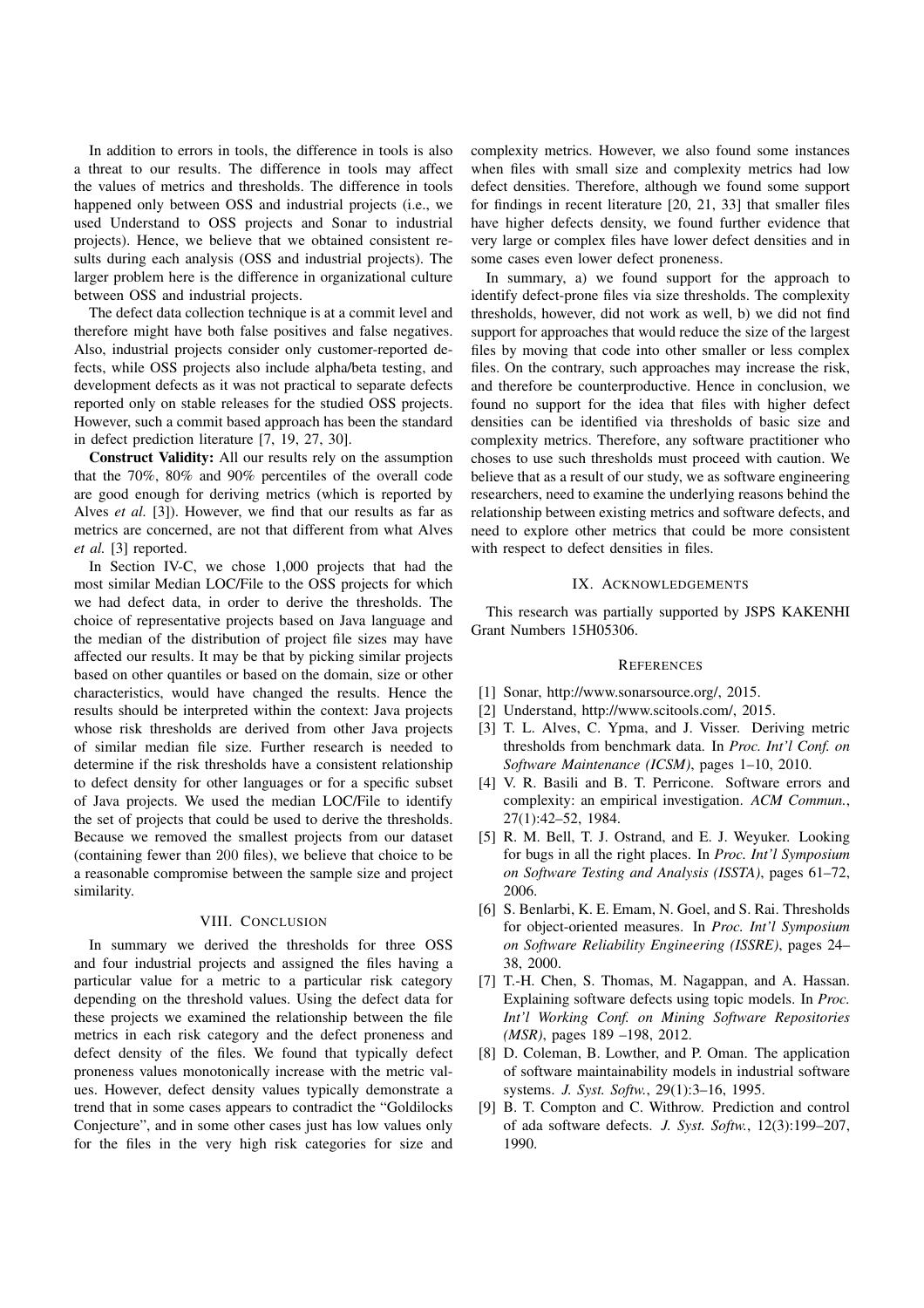In addition to errors in tools, the difference in tools is also a threat to our results. The difference in tools may affect the values of metrics and thresholds. The difference in tools happened only between OSS and industrial projects (i.e., we used Understand to OSS projects and Sonar to industrial projects). Hence, we believe that we obtained consistent results during each analysis (OSS and industrial projects). The larger problem here is the difference in organizational culture between OSS and industrial projects.

The defect data collection technique is at a commit level and therefore might have both false positives and false negatives. Also, industrial projects consider only customer-reported defects, while OSS projects also include alpha/beta testing, and development defects as it was not practical to separate defects reported only on stable releases for the studied OSS projects. However, such a commit based approach has been the standard in defect prediction literature [7, 19, 27, 30].

**Construct Validity:** All our results rely on the assumption that the 70%, 80% and 90% percentiles of the overall code are good enough for deriving metrics (which is reported by Alves *et al.* [3]). However, we find that our results as far as metrics are concerned, are not that different from what Alves *et al.* [3] reported.

In Section IV-C, we chose 1,000 projects that had the most similar Median LOC/File to the OSS projects for which we had defect data, in order to derive the thresholds. The choice of representative projects based on Java language and the median of the distribution of project file sizes may have affected our results. It may be that by picking similar projects based on other quantiles or based on the domain, size or other characteristics, would have changed the results. Hence the results should be interpreted within the context: Java projects whose risk thresholds are derived from other Java projects of similar median file size. Further research is needed to determine if the risk thresholds have a consistent relationship to defect density for other languages or for a specific subset of Java projects. We used the median LOC/File to identify the set of projects that could be used to derive the thresholds. Because we removed the smallest projects from our dataset (containing fewer than 200 files), we believe that choice to be a reasonable compromise between the sample size and project similarity.

## VIII. Conclusion

In summary we derived the thresholds for three OSS and four industrial projects and assigned the files having a particular value for a metric to a particular risk category depending on the threshold values. Using the defect data for these projects we examined the relationship between the file metrics in each risk category and the defect proneness and defect density of the files. We found that typically defect proneness values monotonically increase with the metric values. However, defect density values typically demonstrate a trend that in some cases appears to contradict the "Goldilocks Conjecture", and in some other cases just has low values only for the files in the very high risk categories for size and complexity metrics. However, we also found some instances when files with small size and complexity metrics had low defect densities. Therefore, although we found some support for findings in recent literature [20, 21, 33] that smaller files have higher defects density, we found further evidence that very large or complex files have lower defect densities and in some cases even lower defect proneness.

In summary, a) we found support for the approach to identify defect-prone files via size thresholds. The complexity thresholds, however, did not work as well, b) we did not find support for approaches that would reduce the size of the largest files by moving that code into other smaller or less complex files. On the contrary, such approaches may increase the risk, and therefore be counterproductive. Hence in conclusion, we found no support for the idea that files with higher defect densities can be identified via thresholds of basic size and complexity metrics. Therefore, any software practitioner who choses to use such thresholds must proceed with caution. We believe that as a result of our study, we as software engineering researchers, need to examine the underlying reasons behind the relationship between existing metrics and software defects, and need to explore other metrics that could be more consistent with respect to defect densities in files.

## IX. Acknowledgements

This research was partially supported by JSPS KAKENHI Grant Numbers 15H05306.

## References

[1] Sonar, http://www.sonarsource.org/, 2015.

[2] Understand, http://www.scitools.com/, 2015.

[3] T. L. Alves, C. Ypma, and J. Visser. Deriving metric thresholds from benchmark data. In *Proc. Int'l Conf. on Software Maintenance (ICSM)*, pages 1–10, 2010.

[4] V. R. Basili and B. T. Perricone. Software errors and complexity: an empirical investigation. *ACM Commun.*, 27(1):42–52, 1984.

[5] R. M. Bell, T. J. Ostrand, and E. J. Weyuker. Looking for bugs in all the right places. In *Proc. Int'l Symposium on Software Testing and Analysis (ISSTA)*, pages 61–72, 2006.

[6] S. Benlarbi, K. E. Emam, N. Goel, and S. Rai. Thresholds for object-oriented measures. In *Proc. Int'l Symposium on Software Reliability Engineering (ISSRE)*, pages 24–38, 2000.

[7] T.-H. Chen, S. Thomas, M. Nagappan, and A. Hassan. Explaining software defects using topic models. In *Proc. Int'l Working Conf. on Mining Software Repositories (MSR)*, pages 189 –198, 2012.

[8] D. Coleman, B. Lowther, and P. Oman. The application of software maintainability models in industrial software systems. *J. Syst. Softw.*, 29(1):3–16, 1995.

[9] B. T. Compton and C. Withrow. Prediction and control of ada software defects. *J. Syst. Softw.*, 12(3):199–207, 1990.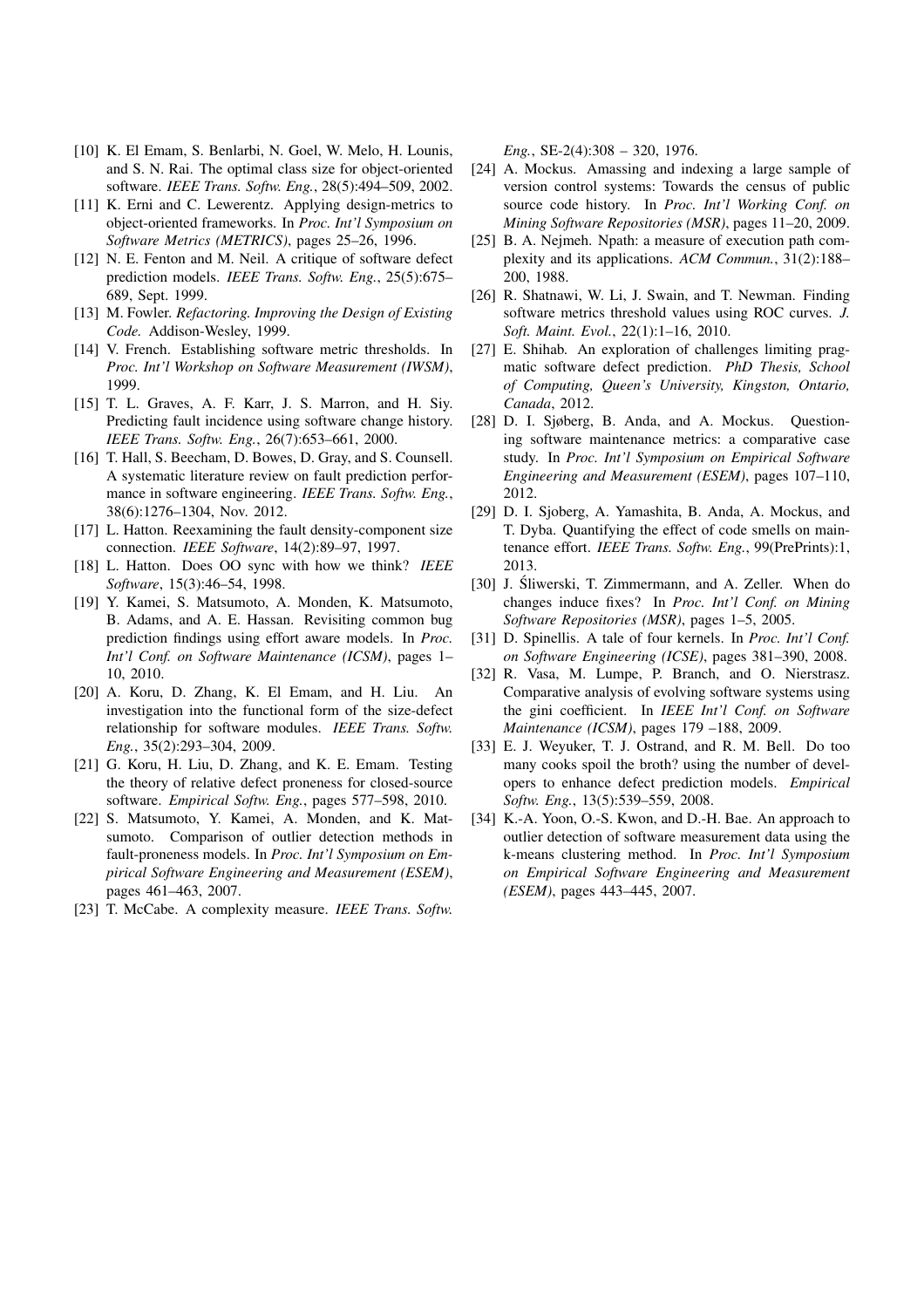[10] K. El Emam, S. Benlarbi, N. Goel, W. Melo, H. Lounis, and S. N. Rai. The optimal class size for object-oriented software. *IEEE Trans. Softw. Eng.*, 28(5):494–509, 2002.

[11] K. Erni and C. Lewerentz. Applying design-metrics to object-oriented frameworks. In *Proc. Int'l Symposium on Software Metrics (METRICS)*, pages 25–26, 1996.

[12] N. E. Fenton and M. Neil. A critique of software defect prediction models. *IEEE Trans. Softw. Eng.*, 25(5):675–689, Sept. 1999.

[13] M. Fowler. *Refactoring. Improving the Design of Existing Code.* Addison-Wesley, 1999.

[14] V. French. Establishing software metric thresholds. In *Proc. Int'l Workshop on Software Measurement (IWSM)*, 1999.

[15] T. L. Graves, A. F. Karr, J. S. Marron, and H. Siy. Predicting fault incidence using software change history. *IEEE Trans. Softw. Eng.*, 26(7):653–661, 2000.

[16] T. Hall, S. Beecham, D. Bowes, D. Gray, and S. Counsell. A systematic literature review on fault prediction performance in software engineering. *IEEE Trans. Softw. Eng.*, 38(6):1276–1304, Nov. 2012.

[17] L. Hatton. Reexamining the fault density-component size connection. *IEEE Software*, 14(2):89–97, 1997.

[18] L. Hatton. Does OO sync with how we think? *IEEE Software*, 15(3):46–54, 1998.

[19] Y. Kamei, S. Matsumoto, A. Monden, K. Matsumoto, B. Adams, and A. E. Hassan. Revisiting common bug prediction findings using effort aware models. In *Proc. Int'l Conf. on Software Maintenance (ICSM)*, pages 1–10, 2010.

[20] A. Koru, D. Zhang, K. El Emam, and H. Liu. An investigation into the functional form of the size-defect relationship for software modules. *IEEE Trans. Softw. Eng.*, 35(2):293–304, 2009.

[21] G. Koru, H. Liu, D. Zhang, and K. E. Emam. Testing the theory of relative defect proneness for closed-source software. *Empirical Softw. Eng.*, pages 577–598, 2010.

[22] S. Matsumoto, Y. Kamei, A. Monden, and K. Matsumoto. Comparison of outlier detection methods in fault-proneness models. In *Proc. Int'l Symposium on Empirical Software Engineering and Measurement (ESEM)*, pages 461–463, 2007.

[23] T. McCabe. A complexity measure. *IEEE Trans. Softw. Eng.*, SE-2(4):308 – 320, 1976.

[24] A. Mockus. Amassing and indexing a large sample of version control systems: Towards the census of public source code history. In *Proc. Int'l Working Conf. on Mining Software Repositories (MSR)*, pages 11–20, 2009.

[25] B. A. Nejmeh. Npath: a measure of execution path complexity and its applications. *ACM Commun.*, 31(2):188–200, 1988.

[26] R. Shatnawi, W. Li, J. Swain, and T. Newman. Finding software metrics threshold values using ROC curves. *J. Soft. Maint. Evol.*, 22(1):1–16, 2010.

[27] E. Shihab. An exploration of challenges limiting pragmatic software defect prediction. *PhD Thesis, School of Computing, Queen's University, Kingston, Ontario, Canada*, 2012.

[28] D. I. Sjøberg, B. Anda, and A. Mockus. Questioning software maintenance metrics: a comparative case study. In *Proc. Int'l Symposium on Empirical Software Engineering and Measurement (ESEM)*, pages 107–110, 2012.

[29] D. I. Sjoberg, A. Yamashita, B. Anda, A. Mockus, and T. Dyba. Quantifying the effect of code smells on maintenance effort. *IEEE Trans. Softw. Eng.*, 99(PrePrints):1, 2013.

[30] J. Śliwerski, T. Zimmermann, and A. Zeller. When do changes induce fixes? In *Proc. Int'l Conf. on Mining Software Repositories (MSR)*, pages 1–5, 2005.

[31] D. Spinellis. A tale of four kernels. In *Proc. Int'l Conf. on Software Engineering (ICSE)*, pages 381–390, 2008.

[32] R. Vasa, M. Lumpe, P. Branch, and O. Nierstrasz. Comparative analysis of evolving software systems using the gini coefficient. In *IEEE Int'l Conf. on Software Maintenance (ICSM)*, pages 179 –188, 2009.

[33] E. J. Weyuker, T. J. Ostrand, and R. M. Bell. Do too many cooks spoil the broth? using the number of developers to enhance defect prediction models. *Empirical Softw. Eng.*, 13(5):539–559, 2008.

[34] K.-A. Yoon, O.-S. Kwon, and D.-H. Bae. An approach to outlier detection of software measurement data using the k-means clustering method. In *Proc. Int'l Symposium on Empirical Software Engineering and Measurement (ESEM)*, pages 443–445, 2007.